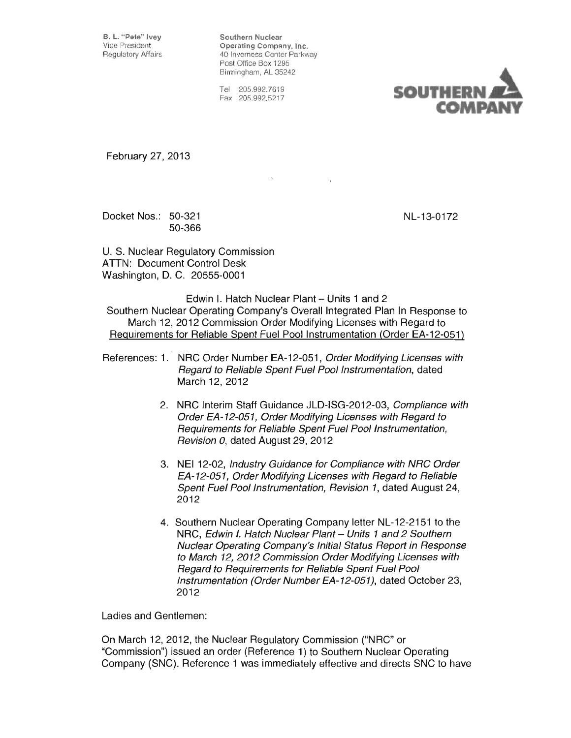B. L. "Pete" Ivey
Vice President
Regulatory Affairs

Southern Nuclear
Operating Company, Inc.
40 Inverness Center Parkway
Post Office Box 1295
Birmingham, AL 35242

Tel 205.992.7619
Fax 205.992.5217

**SOUTHERN COMPANY**

February 27, 2013

Docket Nos.: 50-321
50-366

NL-13-0172

U. S. Nuclear Regulatory Commission
ATTN: Document Control Desk
Washington, D. C. 20555-0001

Edwin I. Hatch Nuclear Plant – Units 1 and 2
Southern Nuclear Operating Company's Overall Integrated Plan In Response to March 12, 2012 Commission Order Modifying Licenses with Regard to Requirements for Reliable Spent Fuel Pool Instrumentation (Order EA-12-051)

References:

1. NRC Order Number EA-12-051, *Order Modifying Licenses with Regard to Reliable Spent Fuel Pool Instrumentation*, dated March 12, 2012
2. NRC Interim Staff Guidance JLD-ISG-2012-03, *Compliance with Order EA-12-051, Order Modifying Licenses with Regard to Requirements for Reliable Spent Fuel Pool Instrumentation, Revision 0*, dated August 29, 2012
3. NEI 12-02, *Industry Guidance for Compliance with NRC Order EA-12-051, Order Modifying Licenses with Regard to Reliable Spent Fuel Pool Instrumentation, Revision 1*, dated August 24, 2012
4. Southern Nuclear Operating Company letter NL-12-2151 to the NRC, *Edwin I. Hatch Nuclear Plant – Units 1 and 2 Southern Nuclear Operating Company's Initial Status Report in Response to March 12, 2012 Commission Order Modifying Licenses with Regard to Requirements for Reliable Spent Fuel Pool Instrumentation (Order Number EA-12-051)*, dated October 23, 2012

Ladies and Gentlemen:

On March 12, 2012, the Nuclear Regulatory Commission ("NRC" or "Commission") issued an order (Reference 1) to Southern Nuclear Operating Company (SNC). Reference 1 was immediately effective and directs SNC to have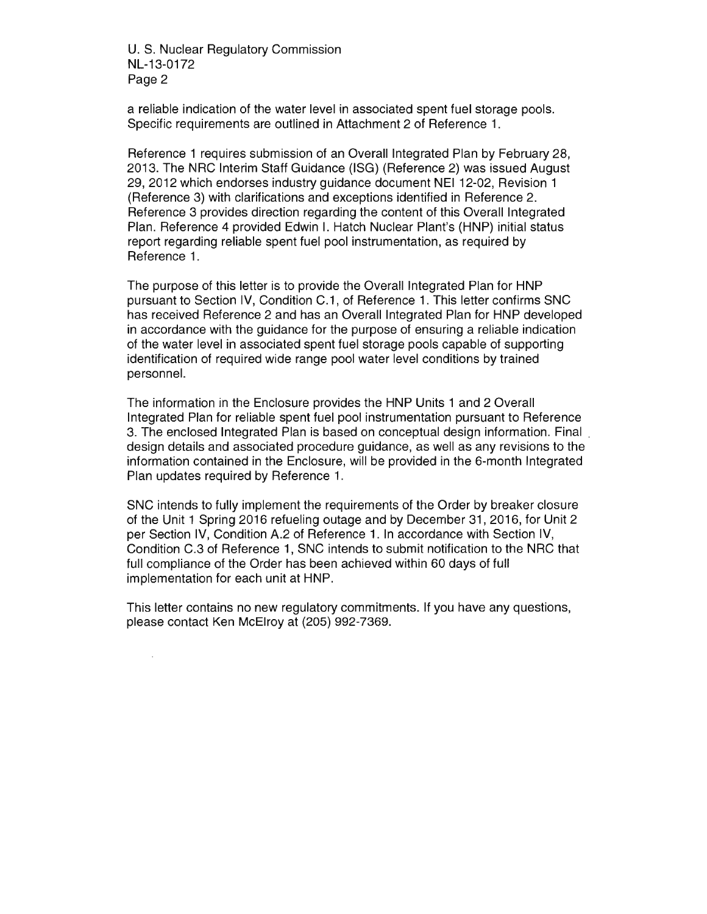a reliable indication of the water level in associated spent fuel storage pools. Specific requirements are outlined in Attachment 2 of Reference 1.

Reference 1 requires submission of an Overall Integrated Plan by February 28, 2013. The NRC Interim Staff Guidance (ISG) (Reference 2) was issued August 29, 2012 which endorses industry guidance document NEI 12-02, Revision 1 (Reference 3) with clarifications and exceptions identified in Reference 2. Reference 3 provides direction regarding the content of this Overall Integrated Plan. Reference 4 provided Edwin I. Hatch Nuclear Plant's (HNP) initial status report regarding reliable spent fuel pool instrumentation, as required by Reference 1.

The purpose of this letter is to provide the Overall Integrated Plan for HNP pursuant to Section IV, Condition C.1, of Reference 1. This letter confirms SNC has received Reference 2 and has an Overall Integrated Plan for HNP developed in accordance with the guidance for the purpose of ensuring a reliable indication of the water level in associated spent fuel storage pools capable of supporting identification of required wide range pool water level conditions by trained personnel.

The information in the Enclosure provides the HNP Units 1 and 2 Overall Integrated Plan for reliable spent fuel pool instrumentation pursuant to Reference 3. The enclosed Integrated Plan is based on conceptual design information. Final design details and associated procedure guidance, as well as any revisions to the information contained in the Enclosure, will be provided in the 6-month Integrated Plan updates required by Reference 1.

SNC intends to fully implement the requirements of the Order by breaker closure of the Unit 1 Spring 2016 refueling outage and by December 31, 2016, for Unit 2 per Section IV, Condition A.2 of Reference 1. In accordance with Section IV, Condition C.3 of Reference 1, SNC intends to submit notification to the NRC that full compliance of the Order has been achieved within 60 days of full implementation for each unit at HNP.

This letter contains no new regulatory commitments. If you have any questions, please contact Ken McElroy at (205) 992-7369.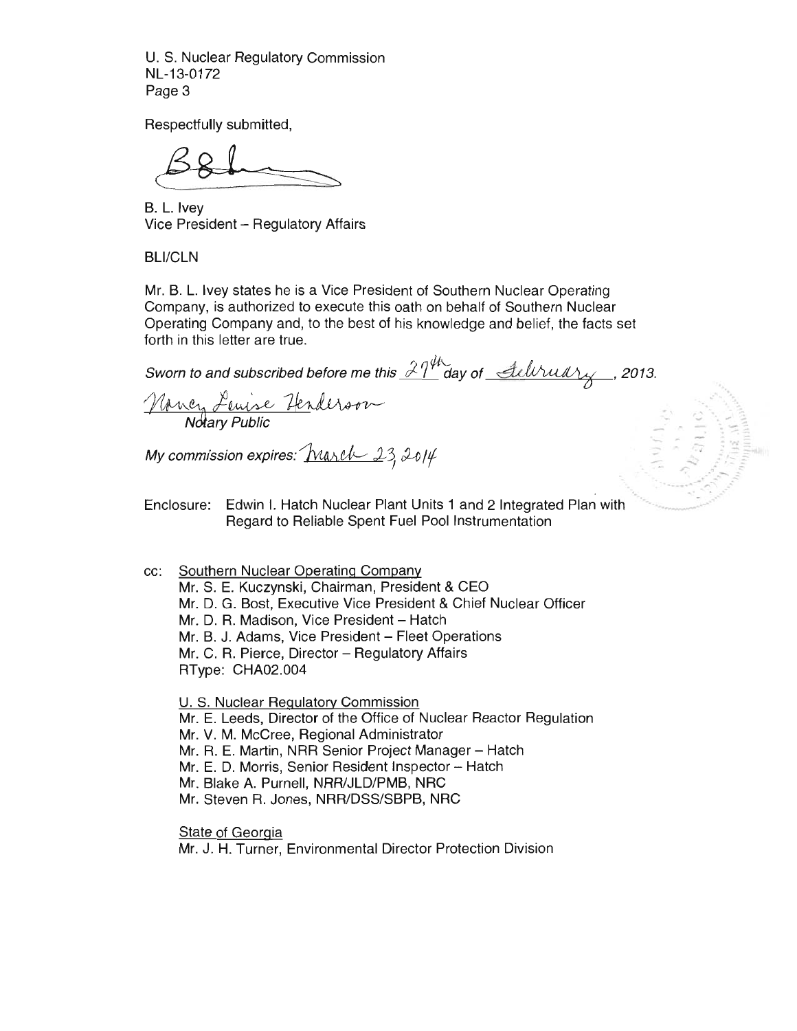U. S. Nuclear Regulatory Commission
NL-13-0172
Page 3

Respectfully submitted,

B. L. Ivey
Vice President – Regulatory Affairs

BLI/CLN

Mr. B. L. Ivey states he is a Vice President of Southern Nuclear Operating Company, is authorized to execute this oath on behalf of Southern Nuclear Operating Company and, to the best of his knowledge and belief, the facts set forth in this letter are true.

*Sworn to and subscribed before me this* 27th *day of* February, *2013.*

Nancy Louise Henderson
*Notary Public*

*My commission expires:* March 23, 2014

Enclosure: Edwin I. Hatch Nuclear Plant Units 1 and 2 Integrated Plan with Regard to Reliable Spent Fuel Pool Instrumentation

cc: Southern Nuclear Operating Company
Mr. S. E. Kuczynski, Chairman, President & CEO
Mr. D. G. Bost, Executive Vice President & Chief Nuclear Officer
Mr. D. R. Madison, Vice President – Hatch
Mr. B. J. Adams, Vice President – Fleet Operations
Mr. C. R. Pierce, Director – Regulatory Affairs
RType: CHA02.004

U. S. Nuclear Regulatory Commission
Mr. E. Leeds, Director of the Office of Nuclear Reactor Regulation
Mr. V. M. McCree, Regional Administrator
Mr. R. E. Martin, NRR Senior Project Manager – Hatch
Mr. E. D. Morris, Senior Resident Inspector – Hatch
Mr. Blake A. Purnell, NRR/JLD/PMB, NRC
Mr. Steven R. Jones, NRR/DSS/SBPB, NRC

State of Georgia
Mr. J. H. Turner, Environmental Director Protection Division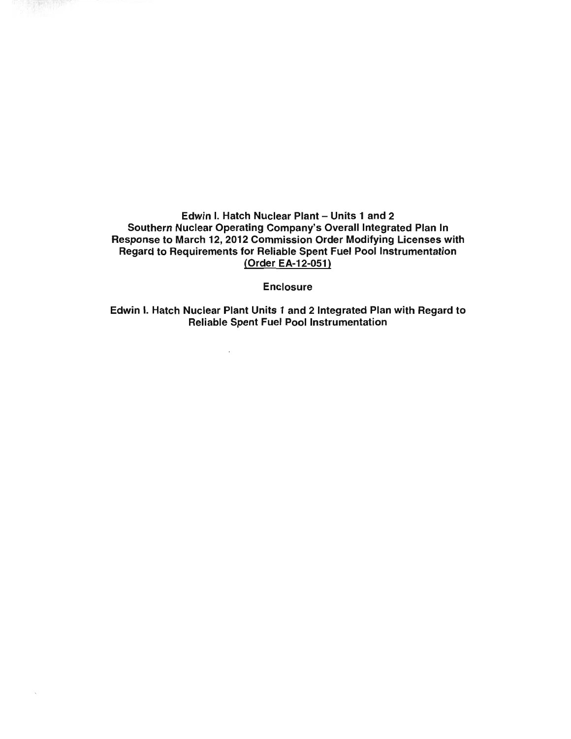**Edwin I. Hatch Nuclear Plant – Units 1 and 2**
**Southern Nuclear Operating Company's Overall Integrated Plan In Response to March 12, 2012 Commission Order Modifying Licenses with Regard to Requirements for Reliable Spent Fuel Pool Instrumentation**
**(Order EA-12-051)**

**Enclosure**

**Edwin I. Hatch Nuclear Plant Units 1 and 2 Integrated Plan with Regard to Reliable Spent Fuel Pool Instrumentation**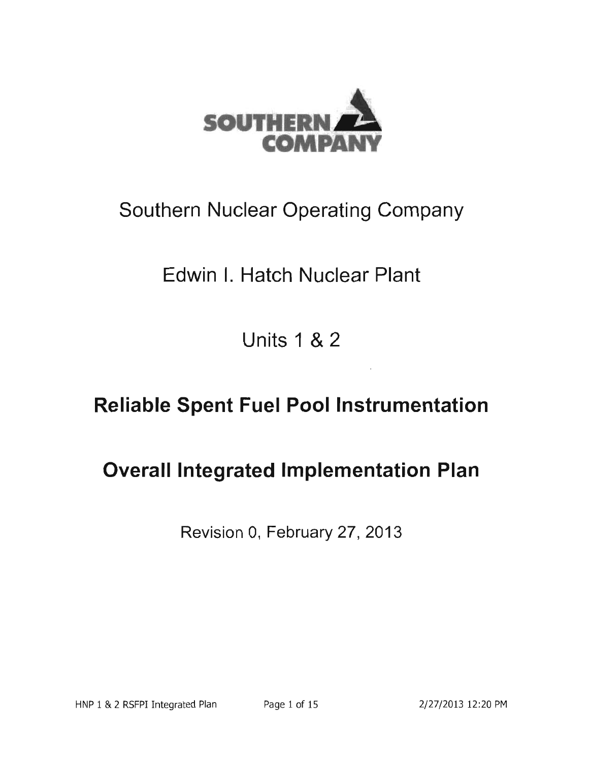SOUTHERN COMPANY

# Southern Nuclear Operating Company

# Edwin I. Hatch Nuclear Plant

# Units 1 & 2

# **Reliable Spent Fuel Pool Instrumentation**

# **Overall Integrated Implementation Plan**

Revision 0, February 27, 2013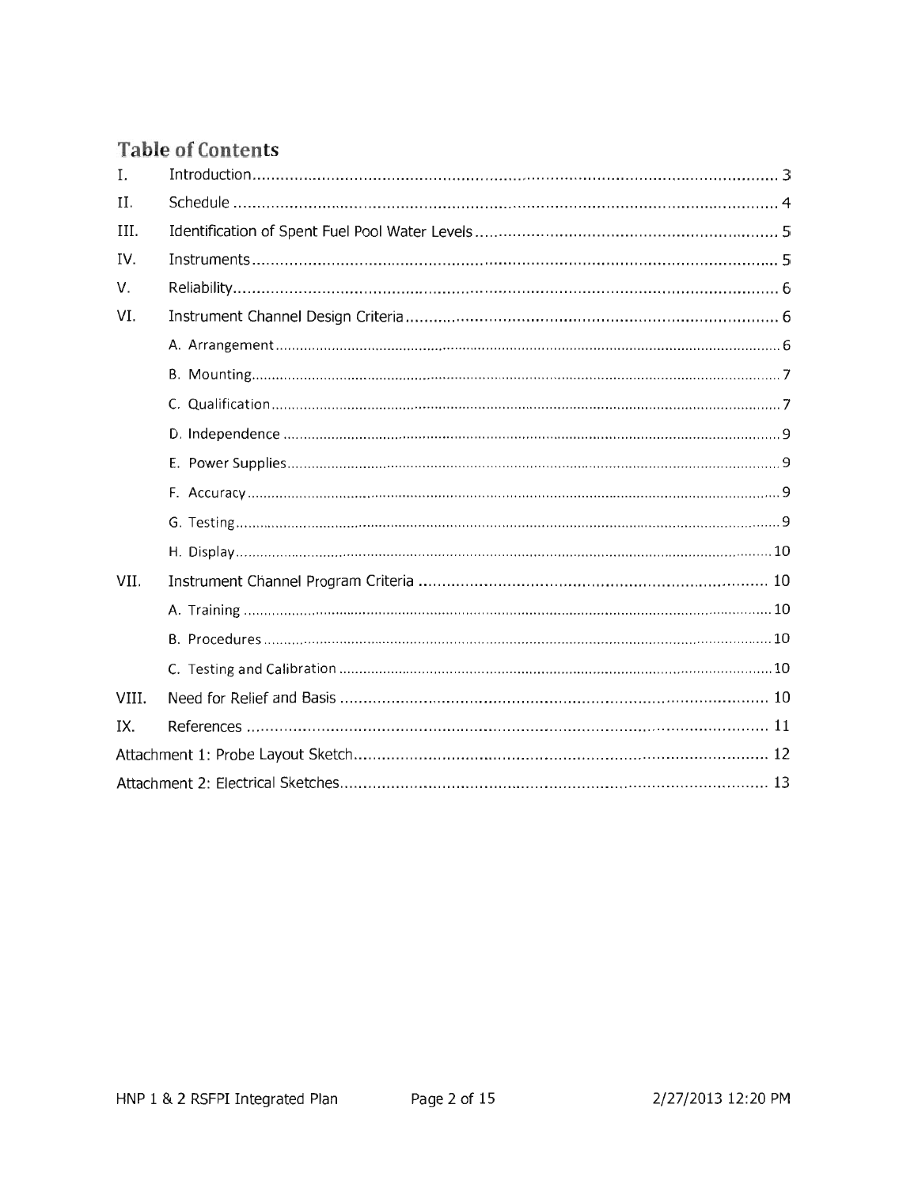# Table of Contents

| | | |
|---|---|---|
| I. | Introduction | 3 |
| II. | Schedule | 4 |
| III. | Identification of Spent Fuel Pool Water Levels | 5 |
| IV. | Instruments | 5 |
| V. | Reliability | 6 |
| VI. | Instrument Channel Design Criteria | 6 |
| | A. Arrangement | 6 |
| | B. Mounting | 7 |
| | C. Qualification | 7 |
| | D. Independence | 9 |
| | E. Power Supplies | 9 |
| | F. Accuracy | 9 |
| | G. Testing | 9 |
| | H. Display | 10 |
| VII. | Instrument Channel Program Criteria | 10 |
| | A. Training | 10 |
| | B. Procedures | 10 |
| | C. Testing and Calibration | 10 |
| VIII. | Need for Relief and Basis | 10 |
| IX. | References | 11 |
| Attachment 1: Probe Layout Sketch | | 12 |
| Attachment 2: Electrical Sketches | | 13 |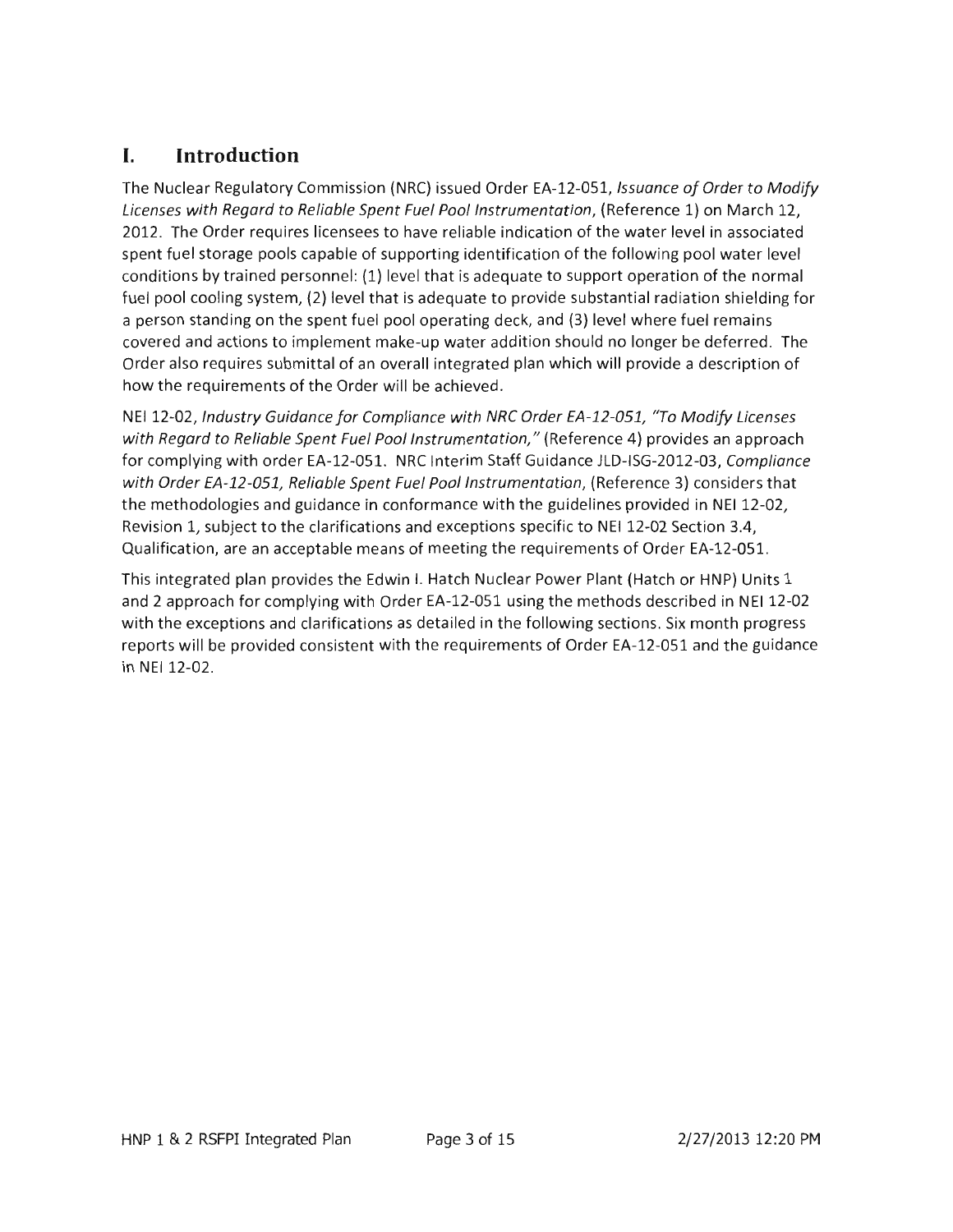# I. Introduction

The Nuclear Regulatory Commission (NRC) issued Order EA-12-051, *Issuance of Order to Modify Licenses with Regard to Reliable Spent Fuel Pool Instrumentation*, (Reference 1) on March 12, 2012. The Order requires licensees to have reliable indication of the water level in associated spent fuel storage pools capable of supporting identification of the following pool water level conditions by trained personnel: (1) level that is adequate to support operation of the normal fuel pool cooling system, (2) level that is adequate to provide substantial radiation shielding for a person standing on the spent fuel pool operating deck, and (3) level where fuel remains covered and actions to implement make-up water addition should no longer be deferred. The Order also requires submittal of an overall integrated plan which will provide a description of how the requirements of the Order will be achieved.

NEI 12-02, *Industry Guidance for Compliance with NRC Order EA-12-051, "To Modify Licenses with Regard to Reliable Spent Fuel Pool Instrumentation,"* (Reference 4) provides an approach for complying with order EA-12-051. NRC Interim Staff Guidance JLD-ISG-2012-03, *Compliance with Order EA-12-051, Reliable Spent Fuel Pool Instrumentation*, (Reference 3) considers that the methodologies and guidance in conformance with the guidelines provided in NEI 12-02, Revision 1, subject to the clarifications and exceptions specific to NEI 12-02 Section 3.4, Qualification, are an acceptable means of meeting the requirements of Order EA-12-051.

This integrated plan provides the Edwin I. Hatch Nuclear Power Plant (Hatch or HNP) Units 1 and 2 approach for complying with Order EA-12-051 using the methods described in NEI 12-02 with the exceptions and clarifications as detailed in the following sections. Six month progress reports will be provided consistent with the requirements of Order EA-12-051 and the guidance in NEI 12-02.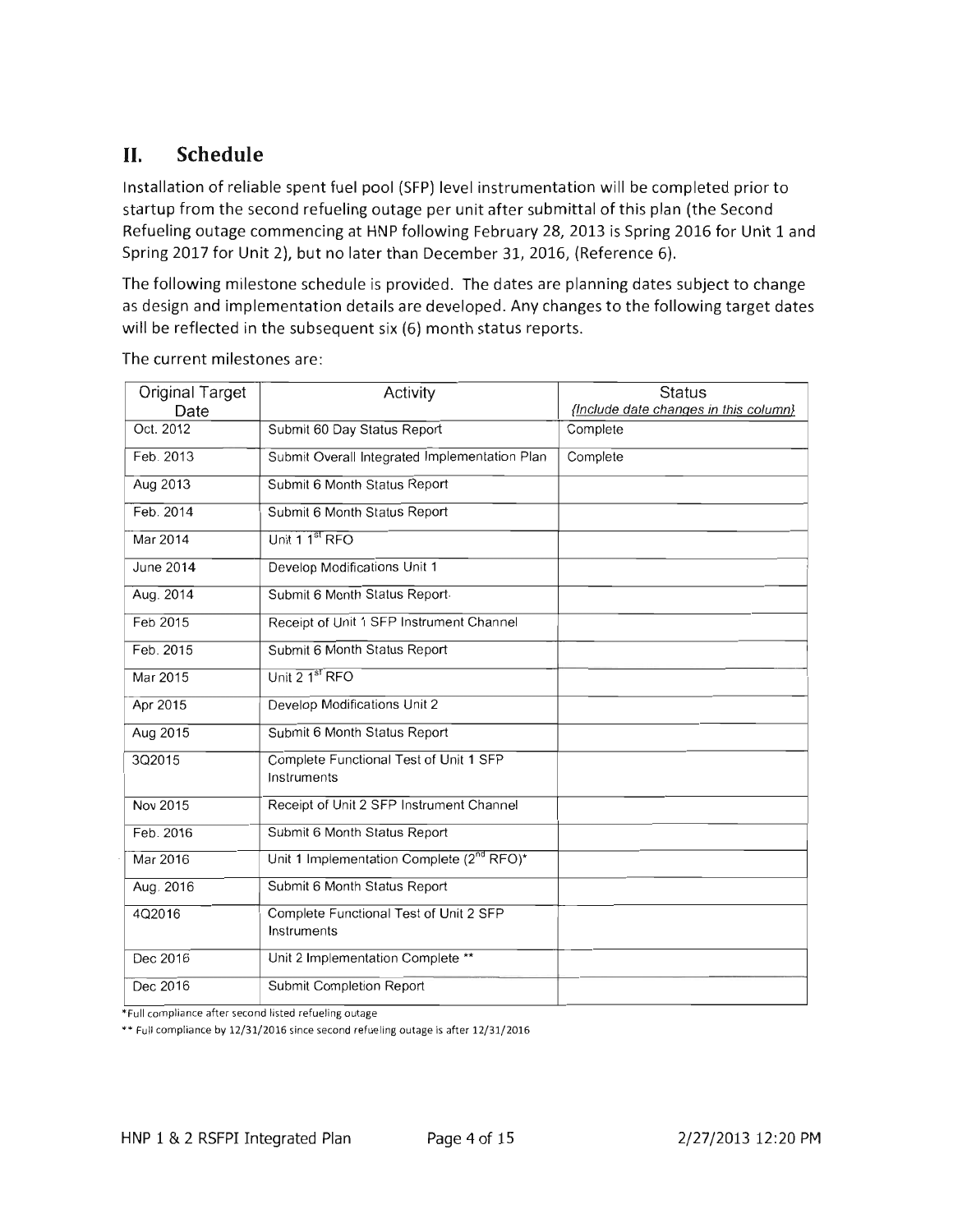## II. Schedule

Installation of reliable spent fuel pool (SFP) level instrumentation will be completed prior to startup from the second refueling outage per unit after submittal of this plan (the Second Refueling outage commencing at HNP following February 28, 2013 is Spring 2016 for Unit 1 and Spring 2017 for Unit 2), but no later than December 31, 2016, (Reference 6).

The following milestone schedule is provided. The dates are planning dates subject to change as design and implementation details are developed. Any changes to the following target dates will be reflected in the subsequent six (6) month status reports.

The current milestones are:

| Original Target Date | Activity | Status *{Include date changes in this column}* |
|---|---|---|
| Oct. 2012 | Submit 60 Day Status Report | Complete |
| Feb. 2013 | Submit Overall Integrated Implementation Plan | Complete |
| Aug 2013 | Submit 6 Month Status Report | |
| Feb. 2014 | Submit 6 Month Status Report | |
| Mar 2014 | Unit 1 1st RFO | |
| June 2014 | Develop Modifications Unit 1 | |
| Aug. 2014 | Submit 6 Month Status Report | |
| Feb 2015 | Receipt of Unit 1 SFP Instrument Channel | |
| Feb. 2015 | Submit 6 Month Status Report | |
| Mar 2015 | Unit 2 1st RFO | |
| Apr 2015 | Develop Modifications Unit 2 | |
| Aug 2015 | Submit 6 Month Status Report | |
| 3Q2015 | Complete Functional Test of Unit 1 SFP Instruments | |
| Nov 2015 | Receipt of Unit 2 SFP Instrument Channel | |
| Feb. 2016 | Submit 6 Month Status Report | |
| Mar 2016 | Unit 1 Implementation Complete (2nd RFO)* | |
| Aug. 2016 | Submit 6 Month Status Report | |
| 4Q2016 | Complete Functional Test of Unit 2 SFP Instruments | |
| Dec 2016 | Unit 2 Implementation Complete ** | |
| Dec 2016 | Submit Completion Report | |

*Full compliance after second listed refueling outage

** Full compliance by 12/31/2016 since second refueling outage is after 12/31/2016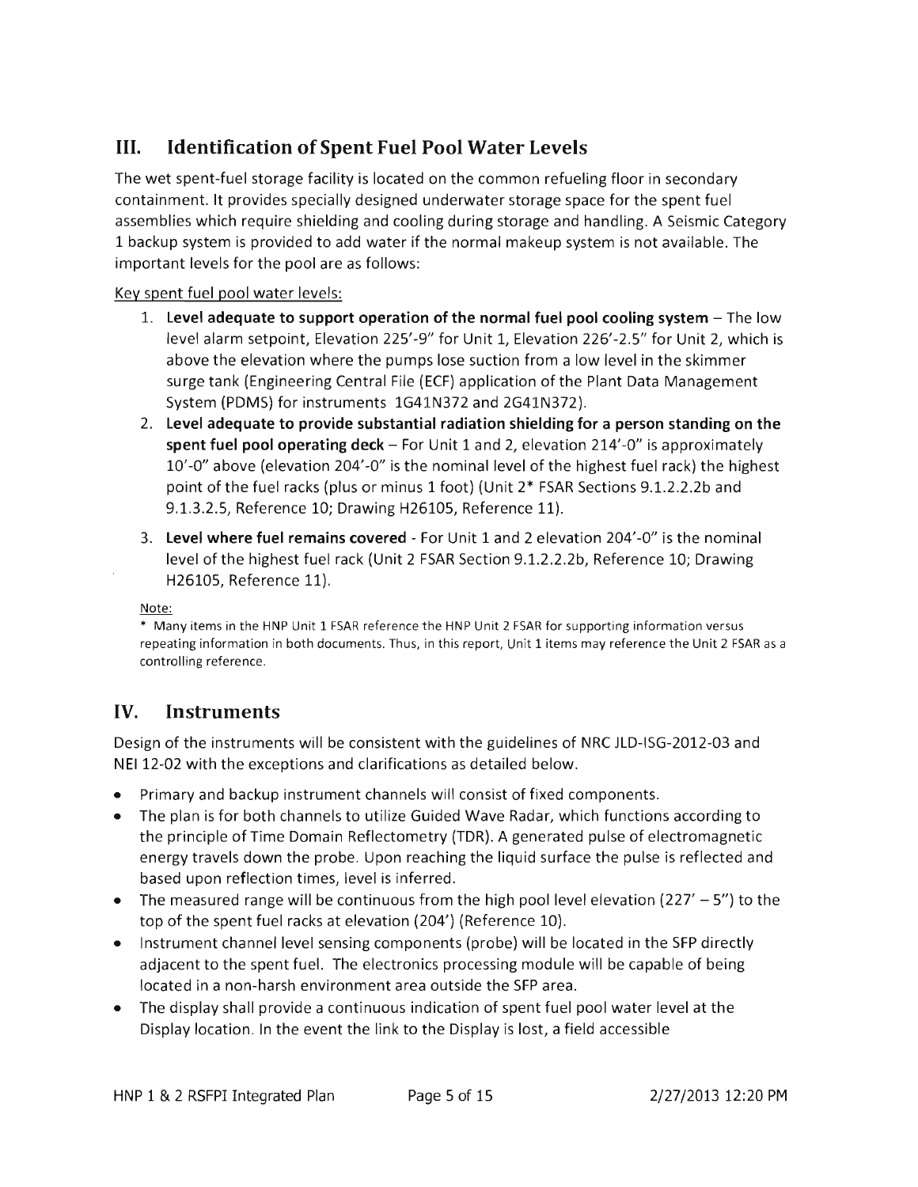## III. Identification of Spent Fuel Pool Water Levels

The wet spent-fuel storage facility is located on the common refueling floor in secondary containment. It provides specially designed underwater storage space for the spent fuel assemblies which require shielding and cooling during storage and handling. A Seismic Category 1 backup system is provided to add water if the normal makeup system is not available. The important levels for the pool are as follows:

Key spent fuel pool water levels:

1. **Level adequate to support operation of the normal fuel pool cooling system** – The low level alarm setpoint, Elevation 225'-9" for Unit 1, Elevation 226'-2.5" for Unit 2, which is above the elevation where the pumps lose suction from a low level in the skimmer surge tank (Engineering Central File (ECF) application of the Plant Data Management System (PDMS) for instruments 1G41N372 and 2G41N372).
2. **Level adequate to provide substantial radiation shielding for a person standing on the spent fuel pool operating deck** – For Unit 1 and 2, elevation 214'-0" is approximately 10'-0" above (elevation 204'-0" is the nominal level of the highest fuel rack) the highest point of the fuel racks (plus or minus 1 foot) (Unit 2* FSAR Sections 9.1.2.2.2b and 9.1.3.2.5, Reference 10; Drawing H26105, Reference 11).
3. **Level where fuel remains covered** - For Unit 1 and 2 elevation 204'-0" is the nominal level of the highest fuel rack (Unit 2 FSAR Section 9.1.2.2.2b, Reference 10; Drawing H26105, Reference 11).

Note:

\* Many items in the HNP Unit 1 FSAR reference the HNP Unit 2 FSAR for supporting information versus repeating information in both documents. Thus, in this report, Unit 1 items may reference the Unit 2 FSAR as a controlling reference.

## IV. Instruments

Design of the instruments will be consistent with the guidelines of NRC JLD-ISG-2012-03 and NEI 12-02 with the exceptions and clarifications as detailed below.

- Primary and backup instrument channels will consist of fixed components.
- The plan is for both channels to utilize Guided Wave Radar, which functions according to the principle of Time Domain Reflectometry (TDR). A generated pulse of electromagnetic energy travels down the probe. Upon reaching the liquid surface the pulse is reflected and based upon reflection times, level is inferred.
- The measured range will be continuous from the high pool level elevation (227' – 5") to the top of the spent fuel racks at elevation (204') (Reference 10).
- Instrument channel level sensing components (probe) will be located in the SFP directly adjacent to the spent fuel. The electronics processing module will be capable of being located in a non-harsh environment area outside the SFP area.
- The display shall provide a continuous indication of spent fuel pool water level at the Display location. In the event the link to the Display is lost, a field accessible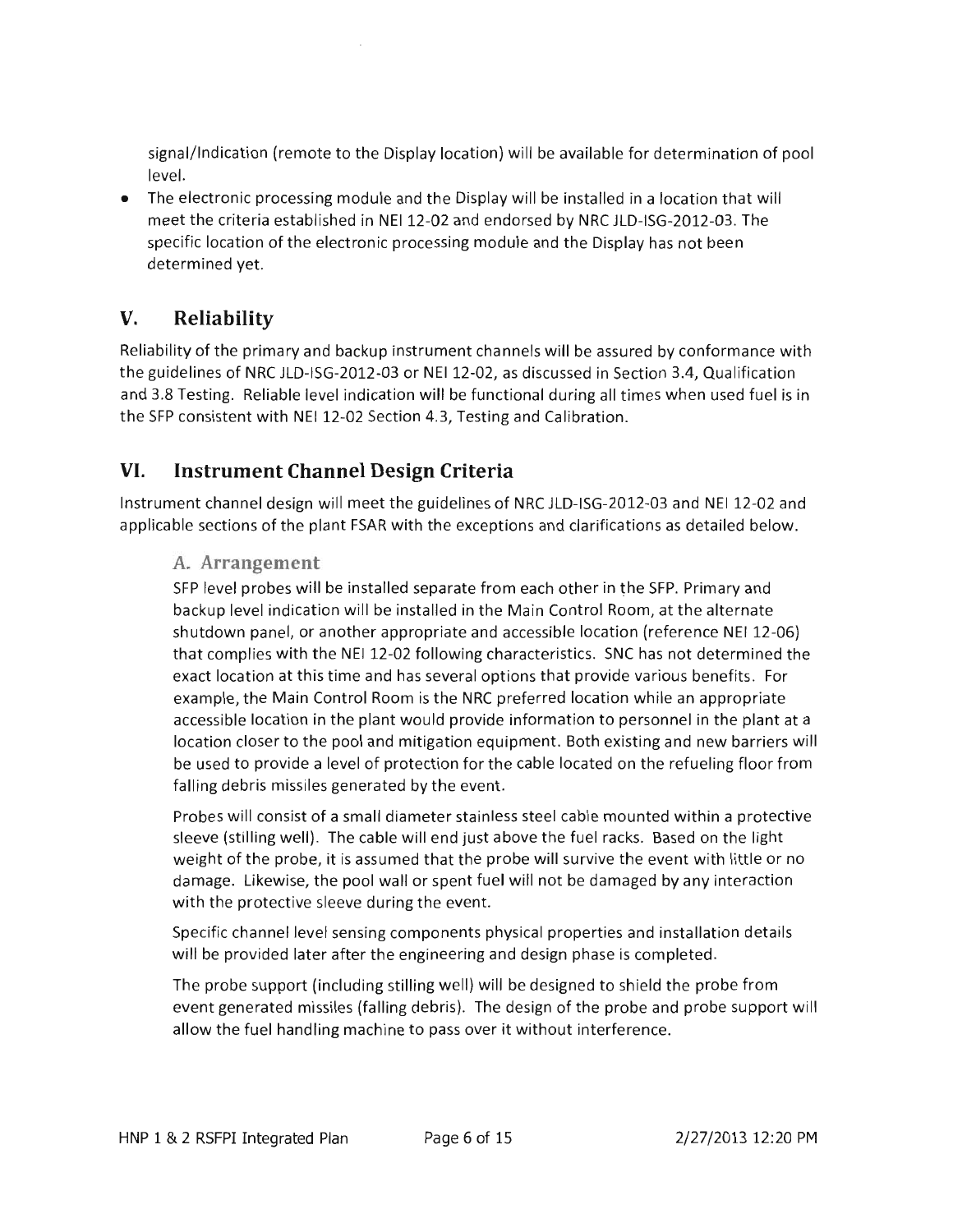signal/Indication (remote to the Display location) will be available for determination of pool level.

- The electronic processing module and the Display will be installed in a location that will meet the criteria established in NEI 12-02 and endorsed by NRC JLD-ISG-2012-03. The specific location of the electronic processing module and the Display has not been determined yet.

## V. Reliability

Reliability of the primary and backup instrument channels will be assured by conformance with the guidelines of NRC JLD-ISG-2012-03 or NEI 12-02, as discussed in Section 3.4, Qualification and 3.8 Testing. Reliable level indication will be functional during all times when used fuel is in the SFP consistent with NEI 12-02 Section 4.3, Testing and Calibration.

## VI. Instrument Channel Design Criteria

Instrument channel design will meet the guidelines of NRC JLD-ISG-2012-03 and NEI 12-02 and applicable sections of the plant FSAR with the exceptions and clarifications as detailed below.

### A. Arrangement

SFP level probes will be installed separate from each other in the SFP. Primary and backup level indication will be installed in the Main Control Room, at the alternate shutdown panel, or another appropriate and accessible location (reference NEI 12-06) that complies with the NEI 12-02 following characteristics. SNC has not determined the exact location at this time and has several options that provide various benefits. For example, the Main Control Room is the NRC preferred location while an appropriate accessible location in the plant would provide information to personnel in the plant at a location closer to the pool and mitigation equipment. Both existing and new barriers will be used to provide a level of protection for the cable located on the refueling floor from falling debris missiles generated by the event.

Probes will consist of a small diameter stainless steel cable mounted within a protective sleeve (stilling well). The cable will end just above the fuel racks. Based on the light weight of the probe, it is assumed that the probe will survive the event with little or no damage. Likewise, the pool wall or spent fuel will not be damaged by any interaction with the protective sleeve during the event.

Specific channel level sensing components physical properties and installation details will be provided later after the engineering and design phase is completed.

The probe support (including stilling well) will be designed to shield the probe from event generated missiles (falling debris). The design of the probe and probe support will allow the fuel handling machine to pass over it without interference.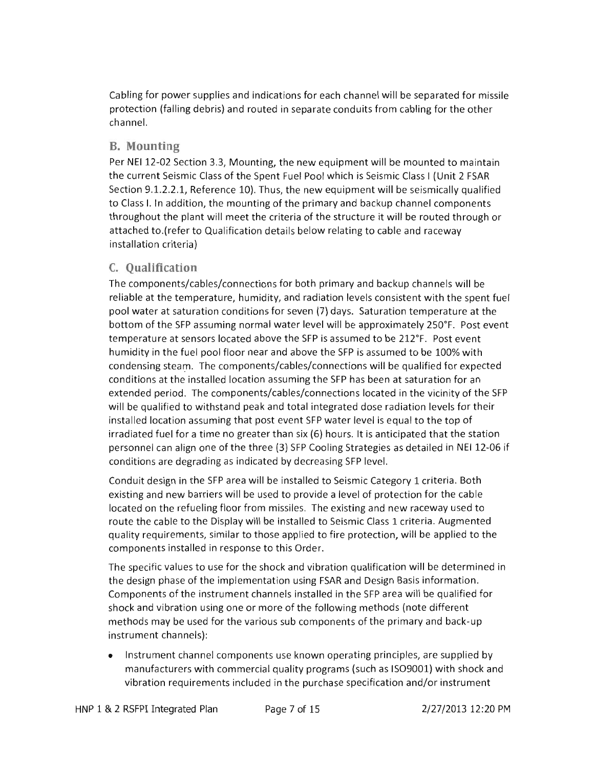Cabling for power supplies and indications for each channel will be separated for missile protection (falling debris) and routed in separate conduits from cabling for the other channel.

## B. Mounting

Per NEI 12-02 Section 3.3, Mounting, the new equipment will be mounted to maintain the current Seismic Class of the Spent Fuel Pool which is Seismic Class I (Unit 2 FSAR Section 9.1.2.2.1, Reference 10). Thus, the new equipment will be seismically qualified to Class I. In addition, the mounting of the primary and backup channel components throughout the plant will meet the criteria of the structure it will be routed through or attached to.(refer to Qualification details below relating to cable and raceway installation criteria)

## C. Qualification

The components/cables/connections for both primary and backup channels will be reliable at the temperature, humidity, and radiation levels consistent with the spent fuel pool water at saturation conditions for seven (7) days. Saturation temperature at the bottom of the SFP assuming normal water level will be approximately 250°F. Post event temperature at sensors located above the SFP is assumed to be 212°F. Post event humidity in the fuel pool floor near and above the SFP is assumed to be 100% with condensing steam. The components/cables/connections will be qualified for expected conditions at the installed location assuming the SFP has been at saturation for an extended period. The components/cables/connections located in the vicinity of the SFP will be qualified to withstand peak and total integrated dose radiation levels for their installed location assuming that post event SFP water level is equal to the top of irradiated fuel for a time no greater than six (6) hours. It is anticipated that the station personnel can align one of the three (3) SFP Cooling Strategies as detailed in NEI 12-06 if conditions are degrading as indicated by decreasing SFP level.

Conduit design in the SFP area will be installed to Seismic Category 1 criteria. Both existing and new barriers will be used to provide a level of protection for the cable located on the refueling floor from missiles. The existing and new raceway used to route the cable to the Display will be installed to Seismic Class 1 criteria. Augmented quality requirements, similar to those applied to fire protection, will be applied to the components installed in response to this Order.

The specific values to use for the shock and vibration qualification will be determined in the design phase of the implementation using FSAR and Design Basis information. Components of the instrument channels installed in the SFP area will be qualified for shock and vibration using one or more of the following methods (note different methods may be used for the various sub components of the primary and back-up instrument channels):

- Instrument channel components use known operating principles, are supplied by manufacturers with commercial quality programs (such as ISO9001) with shock and vibration requirements included in the purchase specification and/or instrument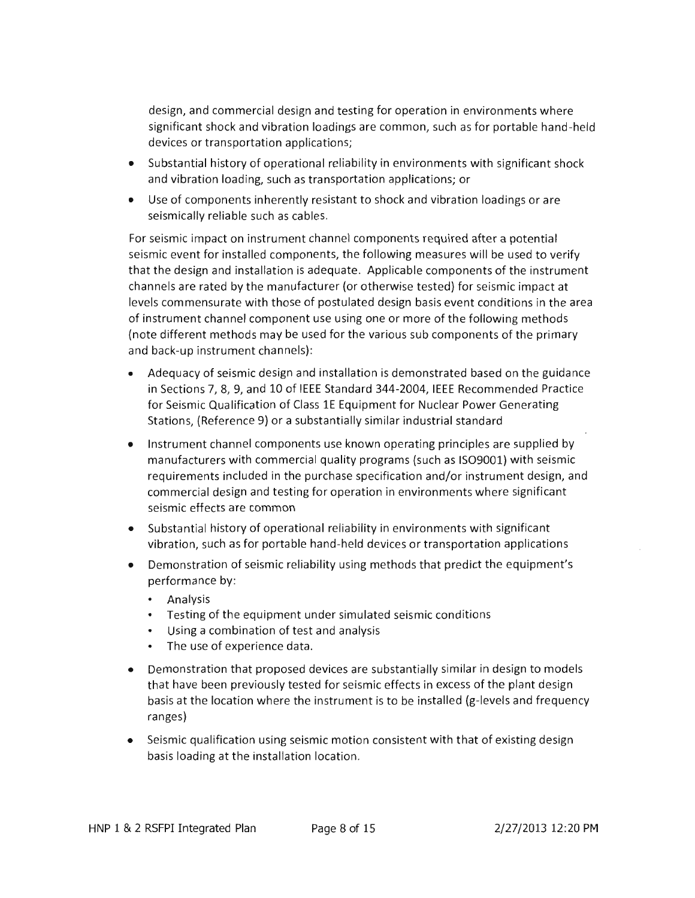design, and commercial design and testing for operation in environments where significant shock and vibration loadings are common, such as for portable hand-held devices or transportation applications;

- Substantial history of operational reliability in environments with significant shock and vibration loading, such as transportation applications; or
- Use of components inherently resistant to shock and vibration loadings or are seismically reliable such as cables.

For seismic impact on instrument channel components required after a potential seismic event for installed components, the following measures will be used to verify that the design and installation is adequate. Applicable components of the instrument channels are rated by the manufacturer (or otherwise tested) for seismic impact at levels commensurate with those of postulated design basis event conditions in the area of instrument channel component use using one or more of the following methods (note different methods may be used for the various sub components of the primary and back-up instrument channels):

- Adequacy of seismic design and installation is demonstrated based on the guidance in Sections 7, 8, 9, and 10 of IEEE Standard 344-2004, IEEE Recommended Practice for Seismic Qualification of Class 1E Equipment for Nuclear Power Generating Stations, (Reference 9) or a substantially similar industrial standard
- Instrument channel components use known operating principles are supplied by manufacturers with commercial quality programs (such as ISO9001) with seismic requirements included in the purchase specification and/or instrument design, and commercial design and testing for operation in environments where significant seismic effects are common
- Substantial history of operational reliability in environments with significant vibration, such as for portable hand-held devices or transportation applications
- Demonstration of seismic reliability using methods that predict the equipment's performance by:
  - Analysis
  - Testing of the equipment under simulated seismic conditions
  - Using a combination of test and analysis
  - The use of experience data.
- Demonstration that proposed devices are substantially similar in design to models that have been previously tested for seismic effects in excess of the plant design basis at the location where the instrument is to be installed (g-levels and frequency ranges)
- Seismic qualification using seismic motion consistent with that of existing design basis loading at the installation location.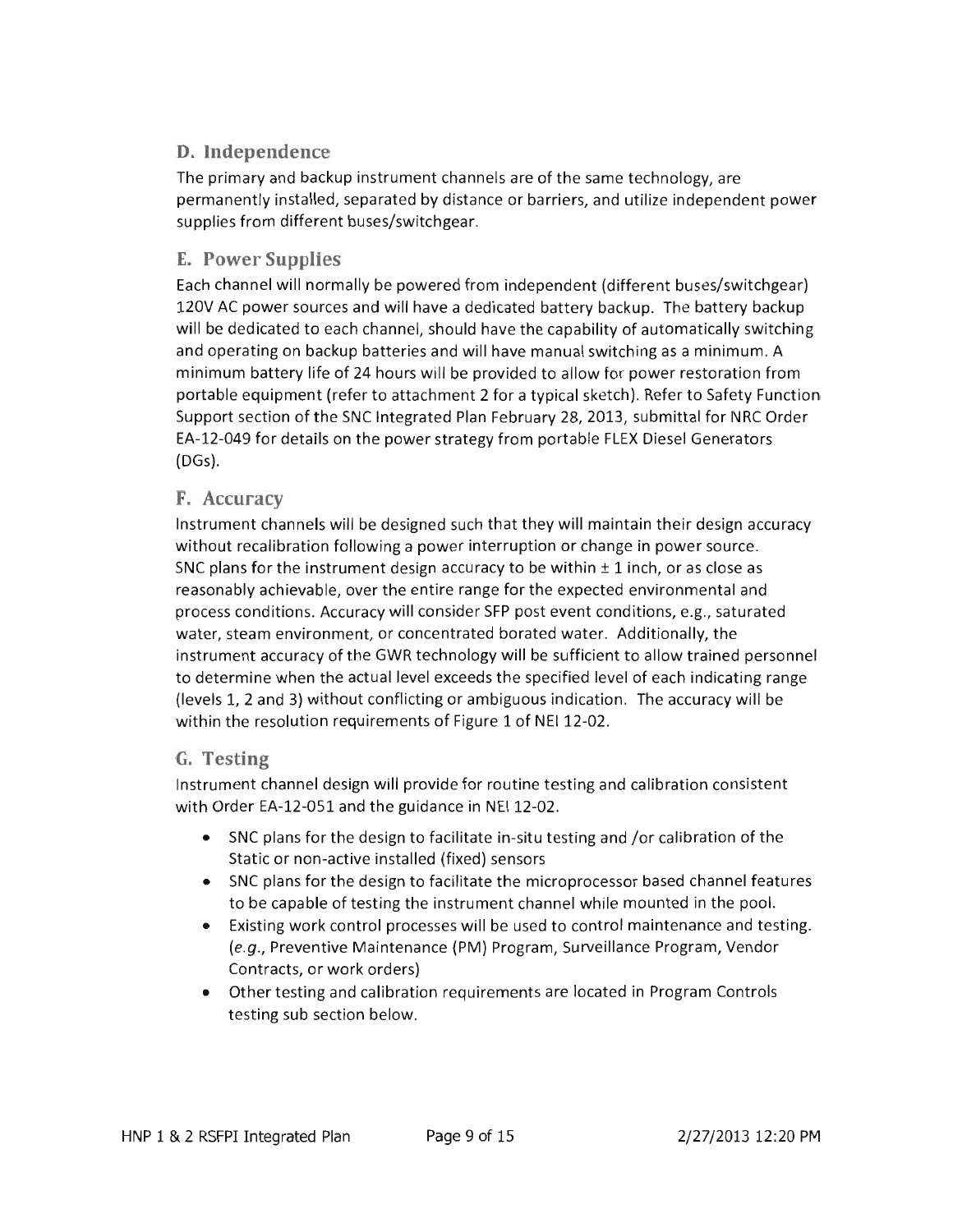## D. Independence

The primary and backup instrument channels are of the same technology, are permanently installed, separated by distance or barriers, and utilize independent power supplies from different buses/switchgear.

## E. Power Supplies

Each channel will normally be powered from independent (different buses/switchgear) 120V AC power sources and will have a dedicated battery backup. The battery backup will be dedicated to each channel, should have the capability of automatically switching and operating on backup batteries and will have manual switching as a minimum. A minimum battery life of 24 hours will be provided to allow for power restoration from portable equipment (refer to attachment 2 for a typical sketch). Refer to Safety Function Support section of the SNC Integrated Plan February 28, 2013, submittal for NRC Order EA-12-049 for details on the power strategy from portable FLEX Diesel Generators (DGs).

## F. Accuracy

Instrument channels will be designed such that they will maintain their design accuracy without recalibration following a power interruption or change in power source. SNC plans for the instrument design accuracy to be within ± 1 inch, or as close as reasonably achievable, over the entire range for the expected environmental and process conditions. Accuracy will consider SFP post event conditions, e.g., saturated water, steam environment, or concentrated borated water. Additionally, the instrument accuracy of the GWR technology will be sufficient to allow trained personnel to determine when the actual level exceeds the specified level of each indicating range (levels 1, 2 and 3) without conflicting or ambiguous indication. The accuracy will be within the resolution requirements of Figure 1 of NEI 12-02.

## G. Testing

Instrument channel design will provide for routine testing and calibration consistent with Order EA-12-051 and the guidance in NEI 12-02.

- SNC plans for the design to facilitate in-situ testing and /or calibration of the Static or non-active installed (fixed) sensors
- SNC plans for the design to facilitate the microprocessor based channel features to be capable of testing the instrument channel while mounted in the pool.
- Existing work control processes will be used to control maintenance and testing. (*e.g.*, Preventive Maintenance (PM) Program, Surveillance Program, Vendor Contracts, or work orders)
- Other testing and calibration requirements are located in Program Controls testing sub section below.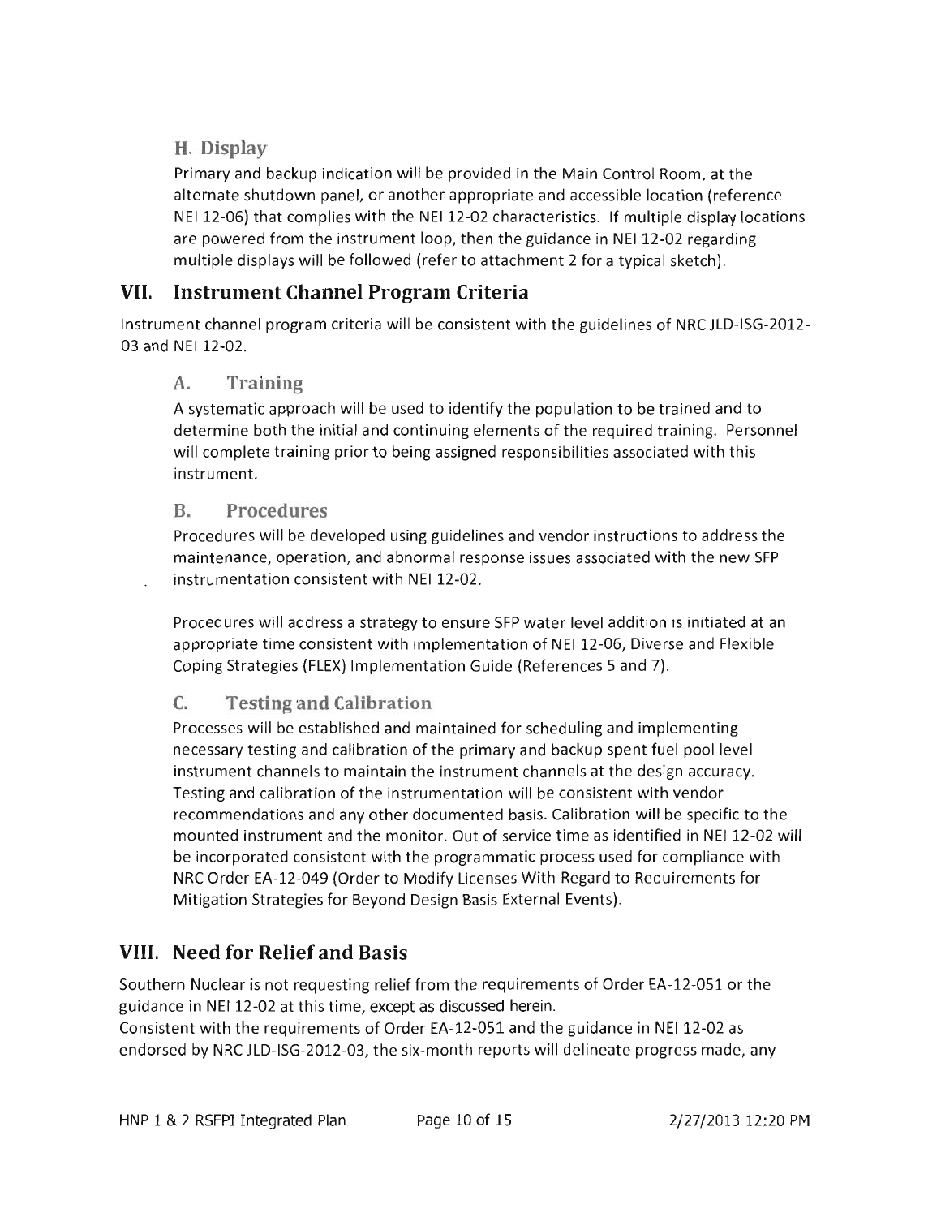### H. Display

Primary and backup indication will be provided in the Main Control Room, at the alternate shutdown panel, or another appropriate and accessible location (reference NEI 12-06) that complies with the NEI 12-02 characteristics. If multiple display locations are powered from the instrument loop, then the guidance in NEI 12-02 regarding multiple displays will be followed (refer to attachment 2 for a typical sketch).

## VII. Instrument Channel Program Criteria

Instrument channel program criteria will be consistent with the guidelines of NRC JLD-ISG-2012-03 and NEI 12-02.

### A. Training

A systematic approach will be used to identify the population to be trained and to determine both the initial and continuing elements of the required training. Personnel will complete training prior to being assigned responsibilities associated with this instrument.

### B. Procedures

Procedures will be developed using guidelines and vendor instructions to address the maintenance, operation, and abnormal response issues associated with the new SFP instrumentation consistent with NEI 12-02.

Procedures will address a strategy to ensure SFP water level addition is initiated at an appropriate time consistent with implementation of NEI 12-06, Diverse and Flexible Coping Strategies (FLEX) Implementation Guide (References 5 and 7).

### C. Testing and Calibration

Processes will be established and maintained for scheduling and implementing necessary testing and calibration of the primary and backup spent fuel pool level instrument channels to maintain the instrument channels at the design accuracy. Testing and calibration of the instrumentation will be consistent with vendor recommendations and any other documented basis. Calibration will be specific to the mounted instrument and the monitor. Out of service time as identified in NEI 12-02 will be incorporated consistent with the programmatic process used for compliance with NRC Order EA-12-049 (Order to Modify Licenses With Regard to Requirements for Mitigation Strategies for Beyond Design Basis External Events).

## VIII. Need for Relief and Basis

Southern Nuclear is not requesting relief from the requirements of Order EA-12-051 or the guidance in NEI 12-02 at this time, except as discussed herein.
Consistent with the requirements of Order EA-12-051 and the guidance in NEI 12-02 as endorsed by NRC JLD-ISG-2012-03, the six-month reports will delineate progress made, any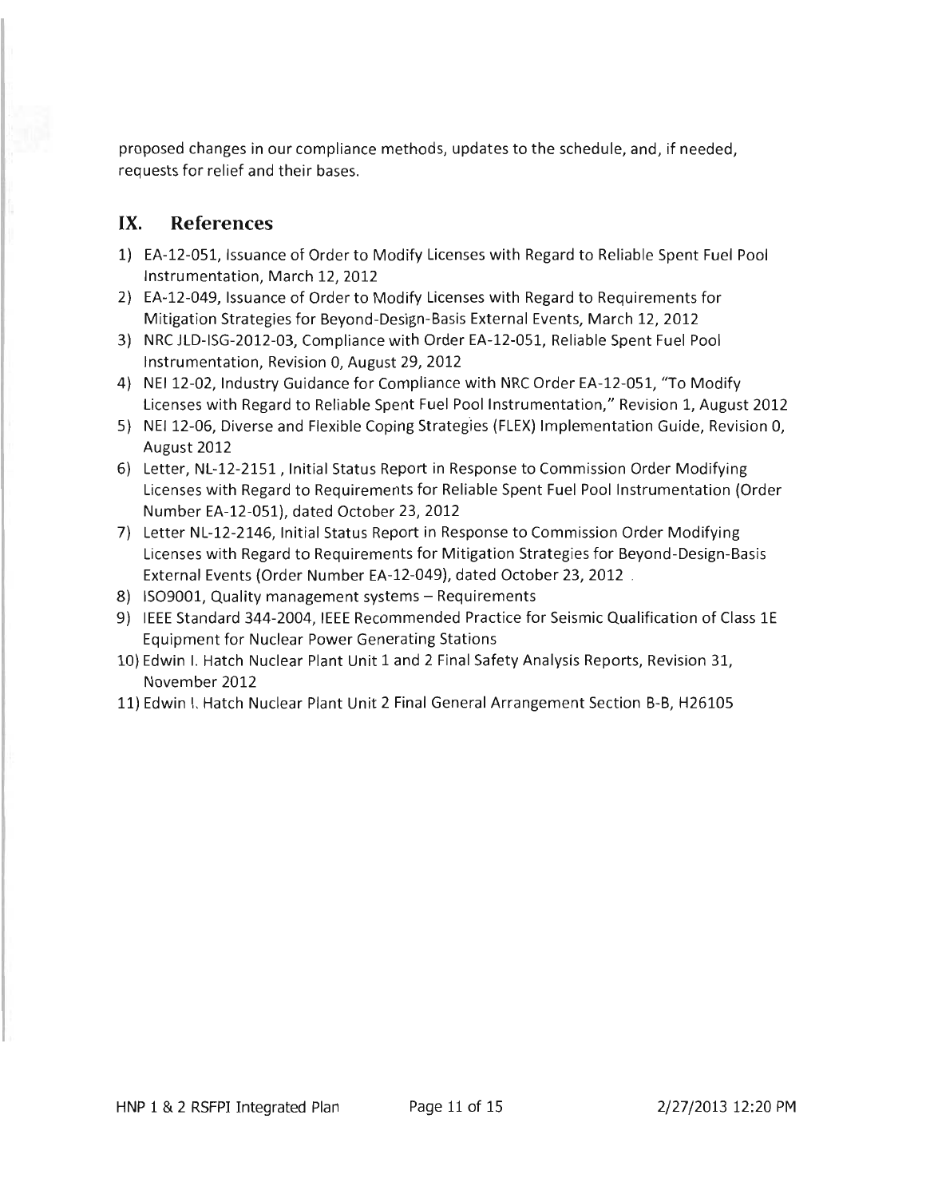proposed changes in our compliance methods, updates to the schedule, and, if needed, requests for relief and their bases.

## IX. References

1) EA-12-051, Issuance of Order to Modify Licenses with Regard to Reliable Spent Fuel Pool Instrumentation, March 12, 2012
2) EA-12-049, Issuance of Order to Modify Licenses with Regard to Requirements for Mitigation Strategies for Beyond-Design-Basis External Events, March 12, 2012
3) NRC JLD-ISG-2012-03, Compliance with Order EA-12-051, Reliable Spent Fuel Pool Instrumentation, Revision 0, August 29, 2012
4) NEI 12-02, Industry Guidance for Compliance with NRC Order EA-12-051, "To Modify Licenses with Regard to Reliable Spent Fuel Pool Instrumentation," Revision 1, August 2012
5) NEI 12-06, Diverse and Flexible Coping Strategies (FLEX) Implementation Guide, Revision 0, August 2012
6) Letter, NL-12-2151 , Initial Status Report in Response to Commission Order Modifying Licenses with Regard to Requirements for Reliable Spent Fuel Pool Instrumentation (Order Number EA-12-051), dated October 23, 2012
7) Letter NL-12-2146, Initial Status Report in Response to Commission Order Modifying Licenses with Regard to Requirements for Mitigation Strategies for Beyond-Design-Basis External Events (Order Number EA-12-049), dated October 23, 2012
8) ISO9001, Quality management systems – Requirements
9) IEEE Standard 344-2004, IEEE Recommended Practice for Seismic Qualification of Class 1E Equipment for Nuclear Power Generating Stations
10) Edwin I. Hatch Nuclear Plant Unit 1 and 2 Final Safety Analysis Reports, Revision 31, November 2012
11) Edwin I. Hatch Nuclear Plant Unit 2 Final General Arrangement Section B-B, H26105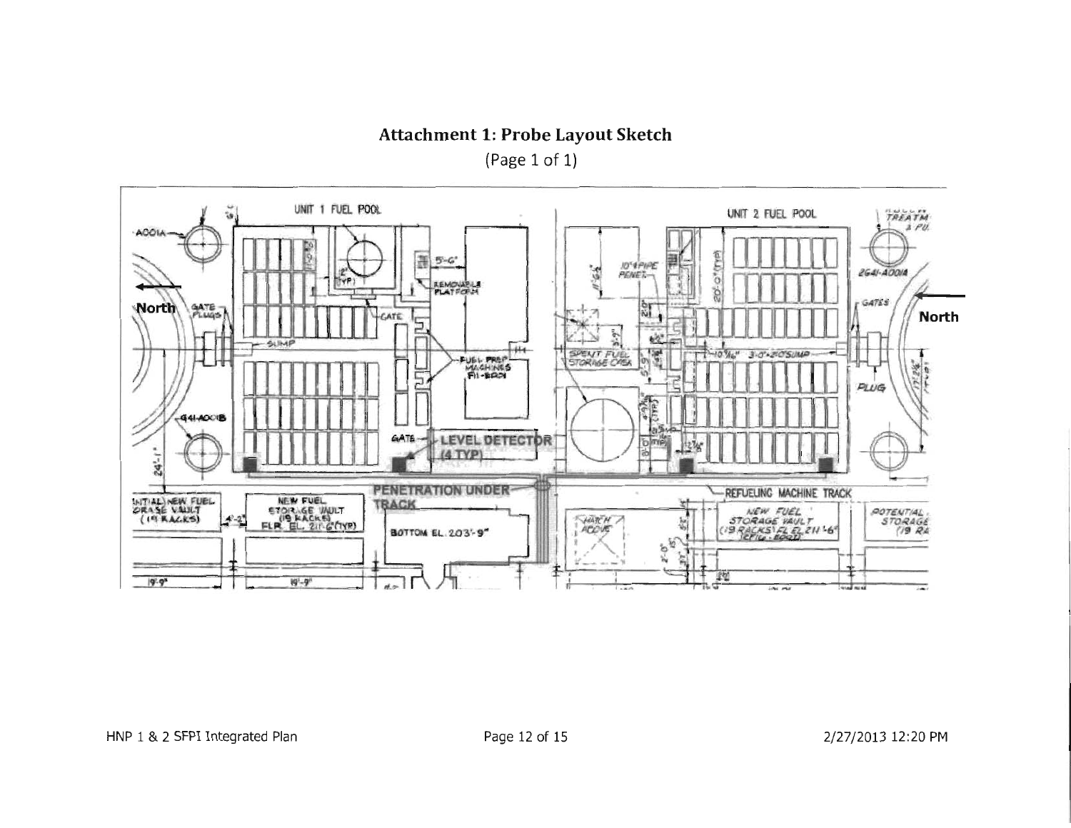## Attachment 1: Probe Layout Sketch

(Page 1 of 1)

UNIT 1 FUEL POOL

UNIT 2 FUEL POOL

North

North

LEVEL DETECTOR (4 TYP)

PENETRATION UNDER TRACK

REFUELING MACHINE TRACK

GATE PLUGS

SUMP

GATE

FUEL PREP MACHINES F11-E001

REMOVABLE PLATFORM

SPENT FUEL STORAGE CASK

10"Φ PIPE PENET.

GATES

PLUG

NEW FUEL STORAGE VAULT (19 RACKS) FLR. EL. 211'-6" (TYP)

BOTTOM EL. 203'-9"

NEW FUEL STORAGE VAULT (19 RACKS) FL EL 211'-6"

HATCH ABOVE

A001A

G41-A001B

2G41-A001A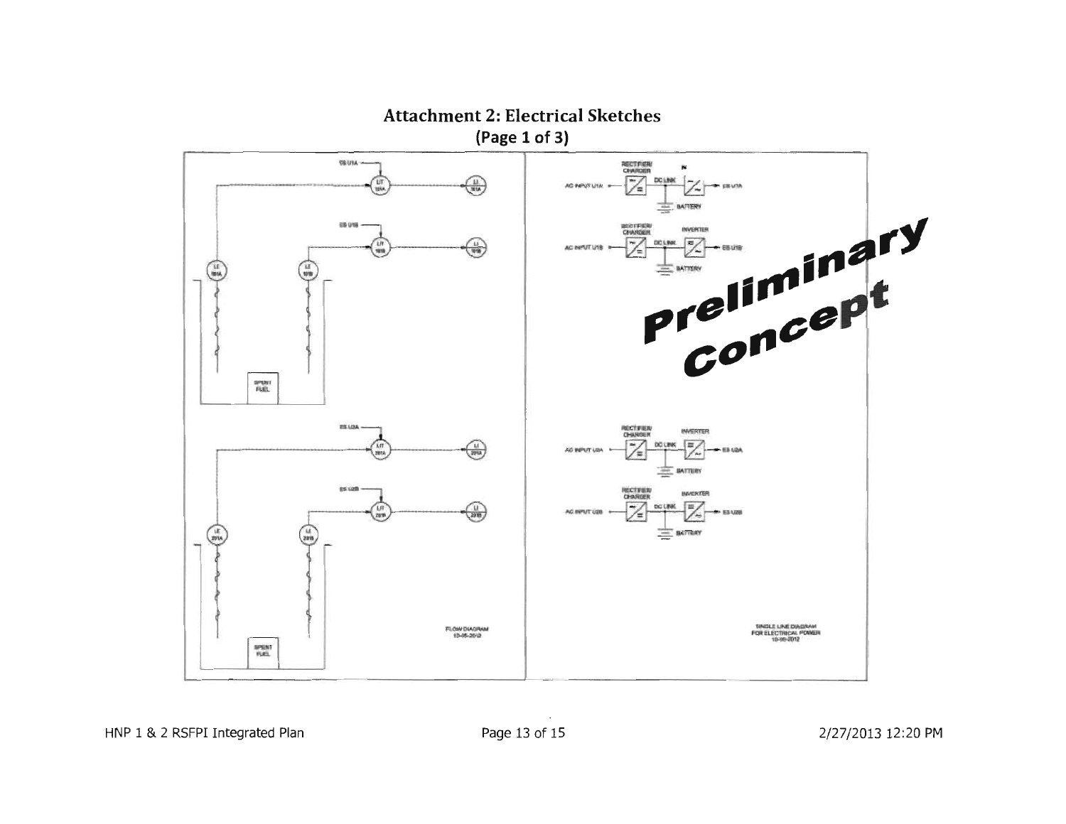## Attachment 2: Electrical Sketches

**(Page 1 of 3)**

ES U1A

LIT 101A

LI 101A

ES U1B

LIT 101B

LI 101B

LE 101A

LE 101B

SPENT FUEL

ES U2A

LIT 201A

LI 201A

ES U2B

LIT 201B

LI 201B

LE 201A

LE 201B

SPENT FUEL

FLOW DIAGRAM
10-06-2012

RECTIFIER/ CHARGER

IN

AC INPUT U1A

DC LINK

ES U1A

BATTERY

RECTIFIER/ CHARGER

INVERTER

AC INPUT U1B

DC LINK

ES U1B

BATTERY

*Preliminary Concept*

RECTIFIER/ CHARGER

INVERTER

AC INPUT U2A

DC LINK

ES U2A

BATTERY

RECTIFIER/ CHARGER

INVERTER

AC INPUT U2B

DC LINK

ES U2B

BATTERY

SINGLE LINE DIAGRAM
FOR ELECTRICAL POWER
10-06-2012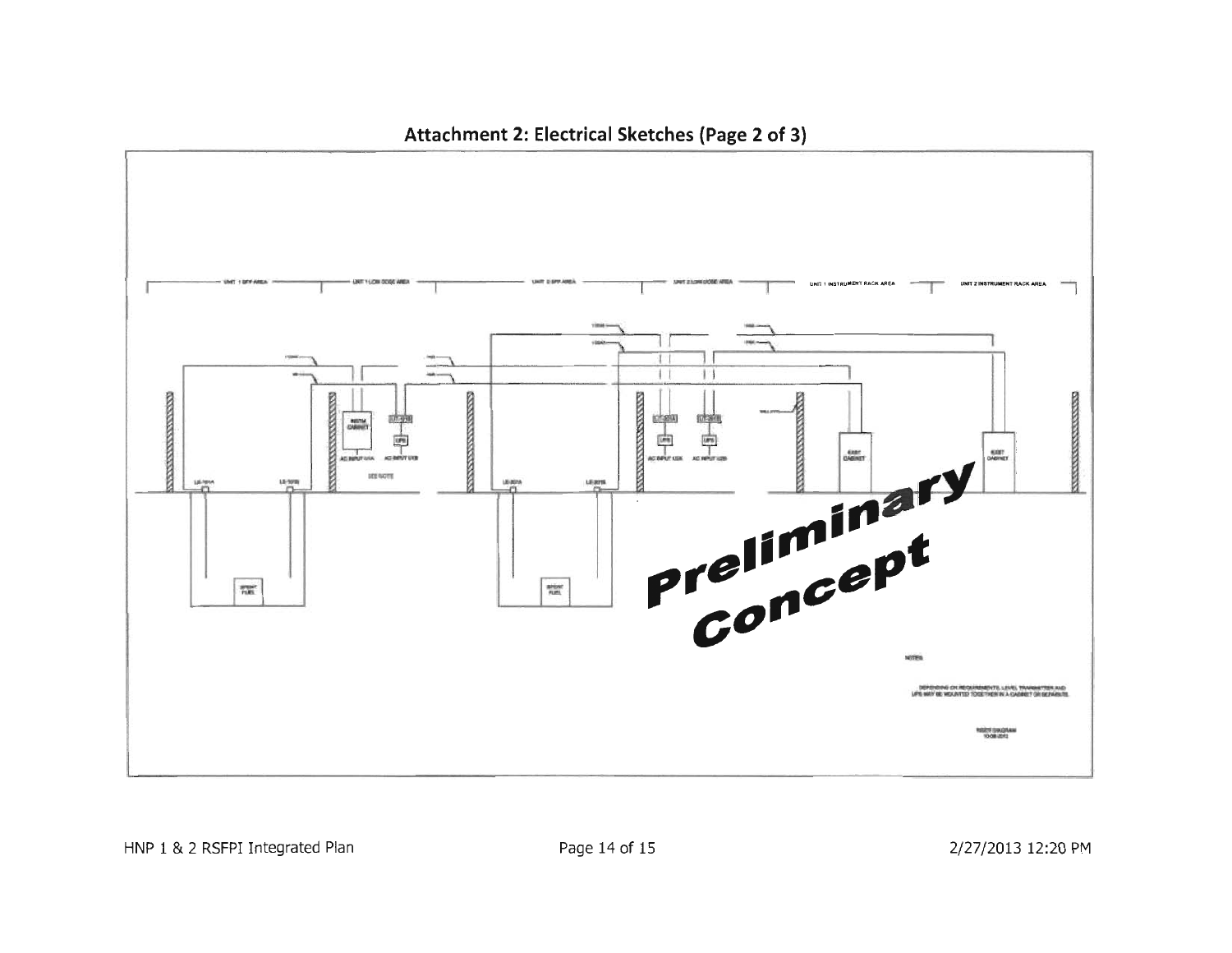## Attachment 2: Electrical Sketches (Page 2 of 3)

UNIT 1 SFP AREA | UNIT 1 LOW DOSE AREA | UNIT 2 SFP AREA | UNIT 2 LOW DOSE AREA | UNIT 1 INSTRUMENT RACK AREA | UNIT 2 INSTRUMENT RACK AREA

INSTM CABINET

LT-101B

UPS

AC INPUT U1A

AC INPUT U1B

SEE NOTE

LE-101A

LE-101B

SPENT FUEL

LE-201A

LE-201B

SPENT FUEL

LT-201A

LT-201B

UPS

UPS

AC INPUT U2A

AC INPUT U2B

EAST CABINET

EAST CABINET

Preliminary Concept

NOTES:

DEPENDING ON REQUIREMENTS, LEVEL TRANSMITTER AND UPS MAY BE MOUNTED TOGETHER IN A CABINET OR SEPARATE.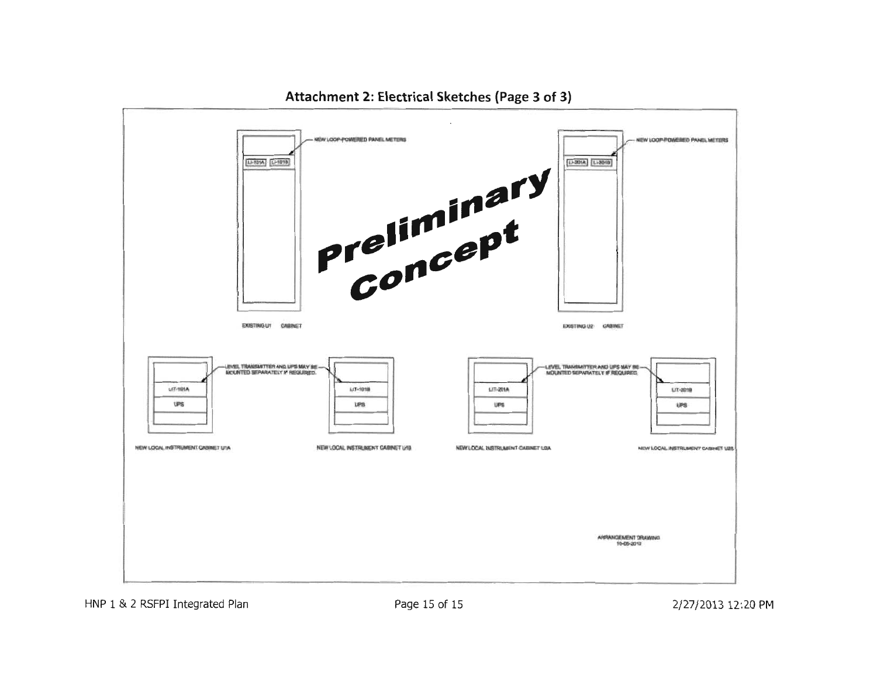## Attachment 2: Electrical Sketches (Page 3 of 3)

NEW LOOP-POWERED PANEL METERS

LI-101A LI-101B

EXISTING U1 CABINET

NEW LOOP-POWERED PANEL METERS

LI-201A LI-201B

EXISTING U2 CABINET

Preliminary Concept

LEVEL TRANSMITTER AND UPS MAY BE MOUNTED SEPARATELY IF REQUIRED.

LIT-101A

UPS

NEW LOCAL INSTRUMENT CABINET U1A

LIT-101B

UPS

NEW LOCAL INSTRUMENT CABINET U1B

LEVEL TRANSMITTER AND UPS MAY BE MOUNTED SEPARATELY IF REQUIRED.

LIT-201A

UPS

NEW LOCAL INSTRUMENT CABINET U2A

LIT-201B

UPS

NEW LOCAL INSTRUMENT CABINET U2B

ARRANGEMENT DRAWING
10-05-2012